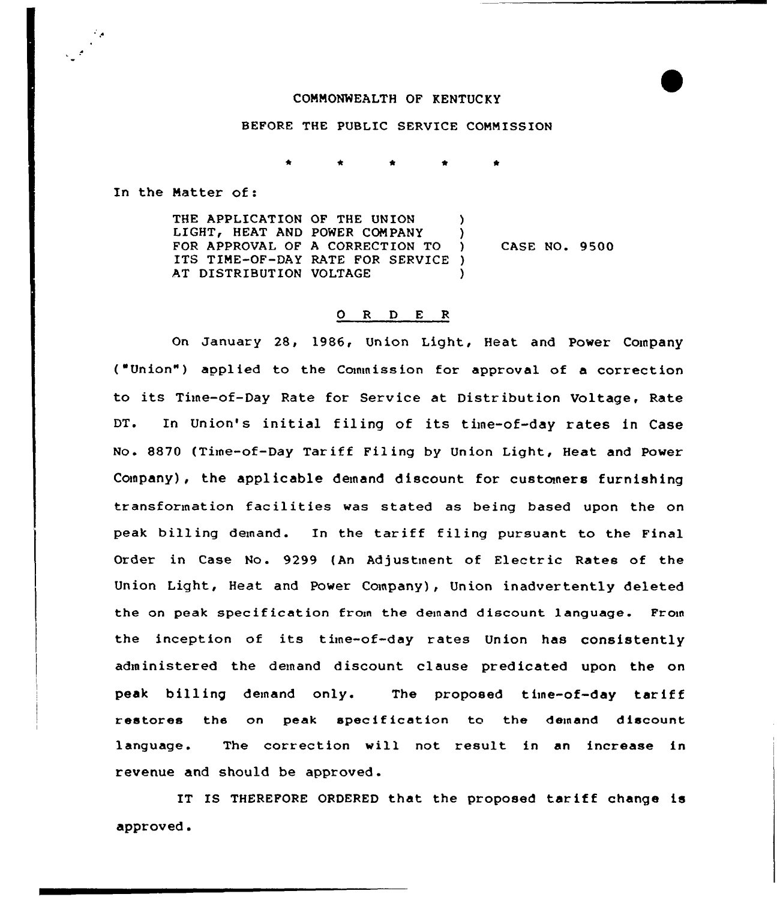COMMONWEALTH OF KENTUCKY

BEFORE THE PUBLIC SERVICE COMMISSION

\* \* \* \* \*

In the Matter of:

THE APPLICATION OF THE UNION LIGHT, HEAT AND POWER COMPANY FOR APPROVAL OF A CORRECTION TO ITS TIME-OF-DAY RATE FOR SERVICE AT DISTRIBUTION VOLTAGE ) CASE NO. 9500

## O R D E R

On January 28, 1986, Union Light, Heat and Power Company ("Union") applied to the Commission for approval of a correction to its Time-of-Day Rate for Service at Distribution Voltage, Rate DT. In Union's initial filing of its time-of-day rates in Case No. 8870 (Time-of-Day Tariff Filing by Union Light, Heat and Power Company), the applicable demand discount for customers furnishing transformation facilities was stated as being based upon the on peak billing demand. In the tariff filing pursuant to the Final Order in Case No. 9299 (An Adjustment of Electric Rates of the Union Light, Heat and Power Company), Union inadvertently deleted the on peak specification from the demand discount language. From the inception of its time-of-day rates Union has consistently administered the demand discount clause predicated upon the on peak billing demand only. The proposed time-of-day tariff restores the on peak specification to the demand discount language. The correction will not result in an increase in revenue and should be approved.

IT IS THEREFORE ORDERED that the proposed tariff change is approved.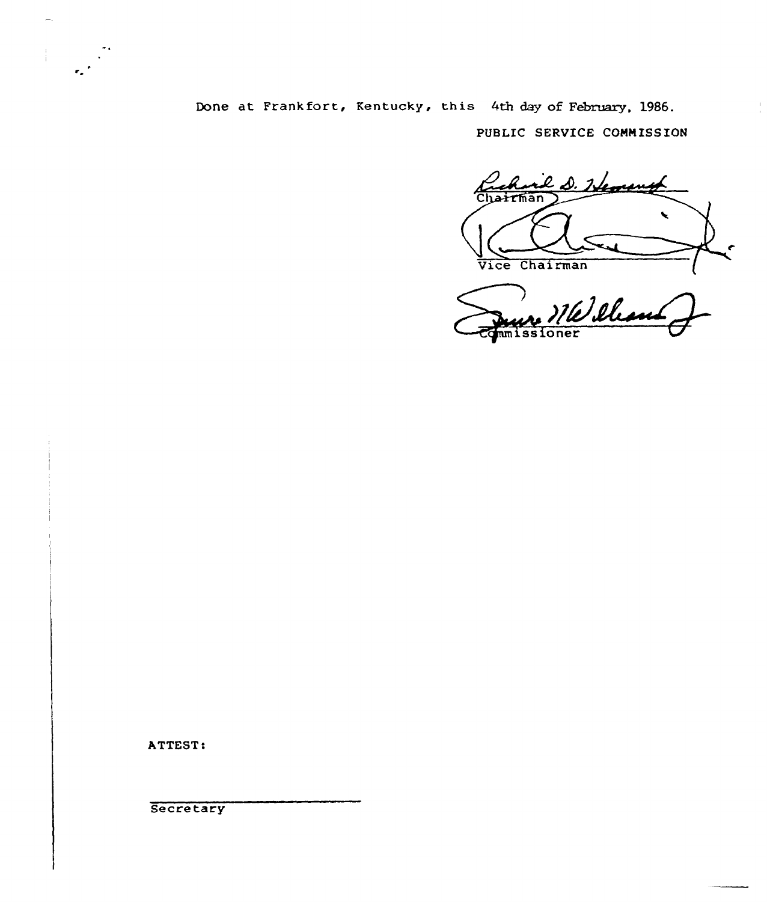Done at Frankfort, Kentucky, this 4th day of February, 1986.

PUBLIC SERVICE COMMISSION

Chairman

Vice Chairman

Commissioner

ATTEST:

Secretary